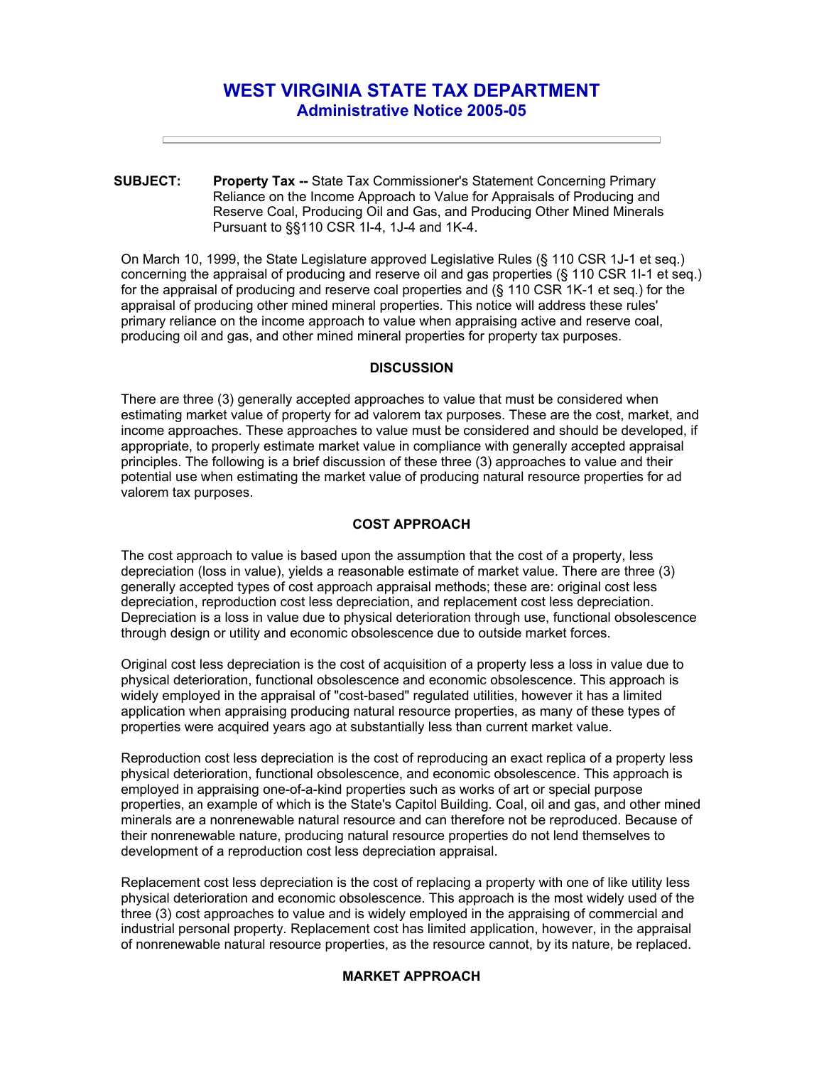# WEST VIRGINIA STATE TAX DEPARTMENT
## Administrative Notice 2005-05

---

**SUBJECT:** **Property Tax --** State Tax Commissioner's Statement Concerning Primary Reliance on the Income Approach to Value for Appraisals of Producing and Reserve Coal, Producing Oil and Gas, and Producing Other Mined Minerals Pursuant to §§110 CSR 1I-4, 1J-4 and 1K-4.

On March 10, 1999, the State Legislature approved Legislative Rules (§ 110 CSR 1J-1 et seq.) concerning the appraisal of producing and reserve oil and gas properties (§ 110 CSR 1I-1 et seq.) for the appraisal of producing and reserve coal properties and (§ 110 CSR 1K-1 et seq.) for the appraisal of producing other mined mineral properties. This notice will address these rules' primary reliance on the income approach to value when appraising active and reserve coal, producing oil and gas, and other mineral properties for property tax purposes.

### DISCUSSION

There are three (3) generally accepted approaches to value that must be considered when estimating market value of property for ad valorem tax purposes. These are the cost, market, and income approaches. These approaches to value must be considered and should be developed, if appropriate, to properly estimate market value in compliance with generally accepted appraisal principles. The following is a brief discussion of these three (3) approaches to value and their potential use when estimating the market value of producing natural resource properties for ad valorem tax purposes.

### COST APPROACH

The cost approach to value is based upon the assumption that the cost of a property, less depreciation (loss in value), yields a reasonable estimate of market value. There are three (3) generally accepted types of cost approach appraisal methods; these are: original cost less depreciation, reproduction cost less depreciation, and replacement cost less depreciation. Depreciation is a loss in value due to physical deterioration through use, functional obsolescence through design or utility and economic obsolescence due to outside market forces.

Original cost less depreciation is the cost of acquisition of a property less a loss in value due to physical deterioration, functional obsolescence and economic obsolescence. This approach is widely employed in the appraisal of "cost-based" regulated utilities, however it has a limited application when appraising producing natural resource properties, as many of these types of properties were acquired years ago at substantially less than current market value.

Reproduction cost less depreciation is the cost of reproducing an exact replica of a property less physical deterioration, functional obsolescence, and economic obsolescence. This approach is employed in appraising one-of-a-kind properties such as works of art or special purpose properties, an example of which is the State's Capitol Building. Coal, oil and gas, and other mined minerals are a nonrenewable natural resource and can therefore not be reproduced. Because of their nonrenewable nature, producing natural resource properties do not lend themselves to development of a reproduction cost less depreciation appraisal.

Replacement cost less depreciation is the cost of replacing a property with one of like utility less physical deterioration and economic obsolescence. This approach is the most widely used of the three (3) cost approaches to value and is widely employed in the appraising of commercial and industrial personal property. Replacement cost has limited application, however, in the appraisal of nonrenewable natural resource properties, as the resource cannot, by its nature, be replaced.

### MARKET APPROACH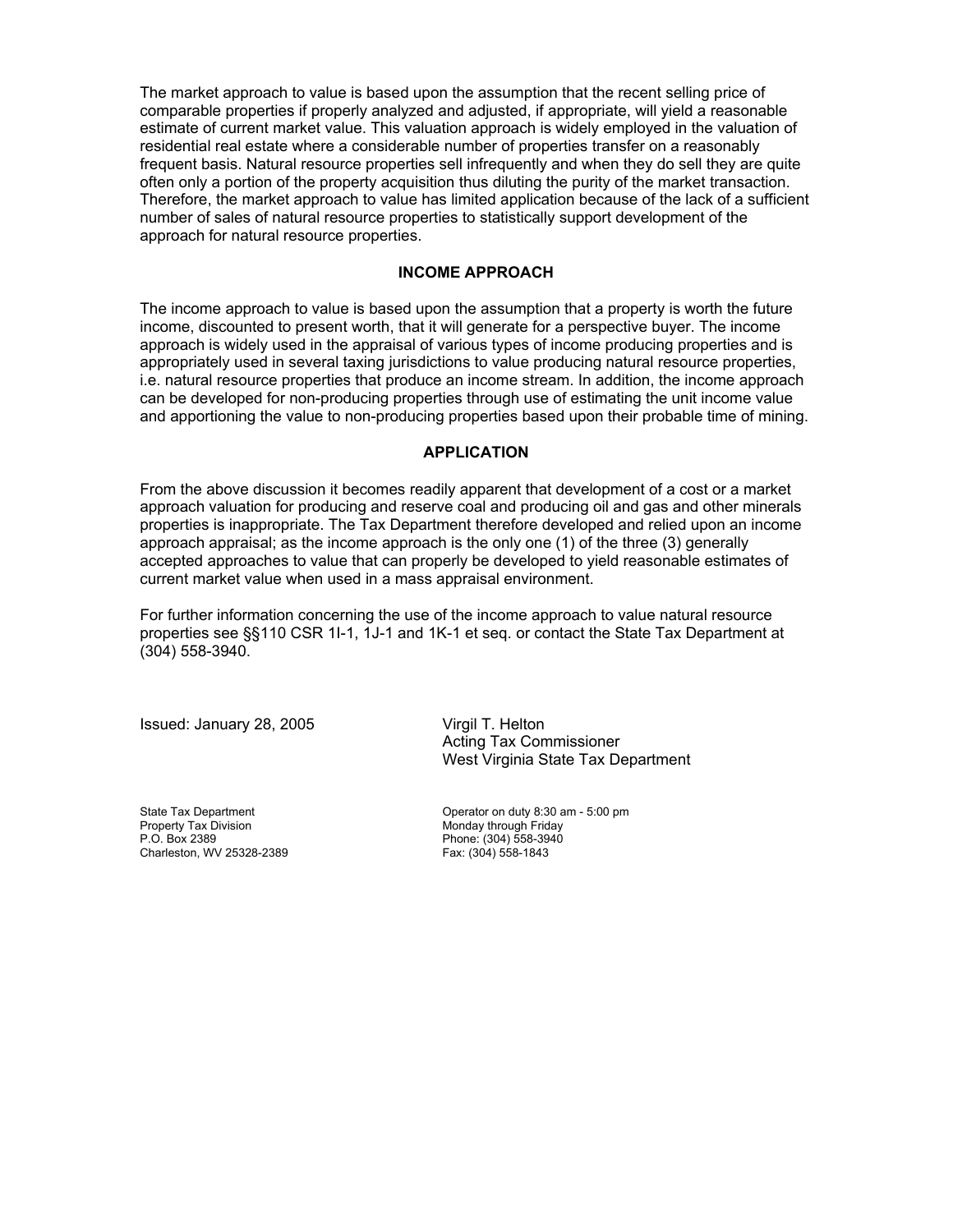The market approach to value is based upon the assumption that the recent selling price of comparable properties if properly analyzed and adjusted, if appropriate, will yield a reasonable estimate of current market value. This valuation approach is widely employed in the valuation of residential real estate where a considerable number of properties transfer on a reasonably frequent basis. Natural resource properties sell infrequently and when they do sell they are quite often only a portion of the property acquisition thus diluting the purity of the market transaction. Therefore, the market approach to value has limited application because of the lack of a sufficient number of sales of natural resource properties to statistically support development of the approach for natural resource properties.

## INCOME APPROACH

The income approach to value is based upon the assumption that a property is worth the future income, discounted to present worth, that it will generate for a perspective buyer. The income approach is widely used in the appraisal of various types of income producing properties and is appropriately used in several taxing jurisdictions to value producing natural resource properties, i.e. natural resource properties that produce an income stream. In addition, the income approach can be developed for non-producing properties through use of estimating the unit income value and apportioning the value to non-producing properties based upon their probable time of mining.

## APPLICATION

From the above discussion it becomes readily apparent that development of a cost or a market approach valuation for producing and reserve coal and producing oil and gas and other minerals properties is inappropriate. The Tax Department therefore developed and relied upon an income approach appraisal; as the income approach is the only one (1) of the three (3) generally accepted approaches to value that can properly be developed to yield reasonable estimates of current market value when used in a mass appraisal environment.

For further information concerning the use of the income approach to value natural resource properties see §§110 CSR 1I-1, 1J-1 and 1K-1 et seq. or contact the State Tax Department at (304) 558-3940.

Issued: January 28, 2005

Virgil T. Helton
Acting Tax Commissioner
West Virginia State Tax Department

State Tax Department
Property Tax Division
P.O. Box 2389
Charleston, WV 25328-2389

Operator on duty 8:30 am - 5:00 pm
Monday through Friday
Phone: (304) 558-3940
Fax: (304) 558-1843